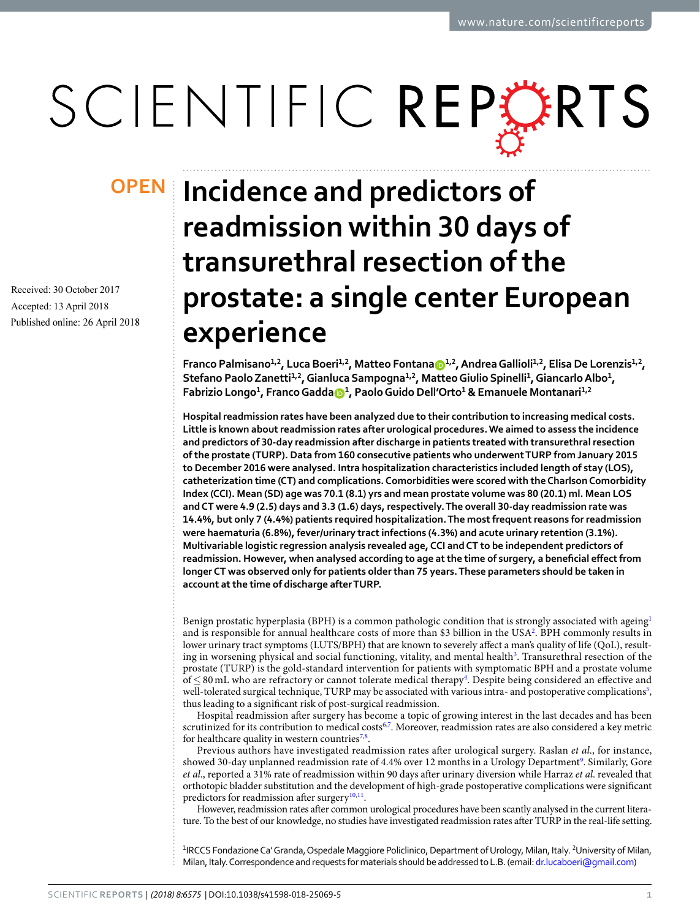OPEN

# Incidence and predictors of readmission within 30 days of transurethral resection of the prostate: a single center European experience

Received: 30 October 2017
Accepted: 13 April 2018
Published online: 26 April 2018

Franco Palmisano[1,2], Luca Boeri[1,2], Matteo Fontana[1,2], Andrea Gallioli[1,2], Elisa De Lorenzis[1,2], Stefano Paolo Zanetti[1,2], Gianluca Sampogna[1,2], Matteo Giulio Spinelli[1], Giancarlo Albo[1], Fabrizio Longo[1], Franco Gadda[1], Paolo Guido Dell'Orto[1] & Emanuele Montanari[1,2]

**Hospital readmission rates have been analyzed due to their contribution to increasing medical costs. Little is known about readmission rates after urological procedures. We aimed to assess the incidence and predictors of 30-day readmission after discharge in patients treated with transurethral resection of the prostate (TURP). Data from 160 consecutive patients who underwent TURP from January 2015 to December 2016 were analysed. Intra hospitalization characteristics included length of stay (LOS), catheterization time (CT) and complications. Comorbidities were scored with the Charlson Comorbidity Index (CCI). Mean (SD) age was 70.1 (8.1) yrs and mean prostate volume was 80 (20.1) ml. Mean LOS and CT were 4.9 (2.5) days and 3.3 (1.6) days, respectively. The overall 30-day readmission rate was 14.4%, but only 7 (4.4%) patients required hospitalization. The most frequent reasons for readmission were haematuria (6.8%), fever/urinary tract infections (4.3%) and acute urinary retention (3.1%). Multivariable logistic regression analysis revealed age, CCI and CT to be independent predictors of readmission. However, when analysed according to age at the time of surgery, a beneficial effect from longer CT was observed only for patients older than 75 years. These parameters should be taken in account at the time of discharge after TURP.**

Benign prostatic hyperplasia (BPH) is a common pathologic condition that is strongly associated with ageing[1] and is responsible for annual healthcare costs of more than \$3 billion in the USA[2]. BPH commonly results in lower urinary tract symptoms (LUTS/BPH) that are known to severely affect a man's quality of life (QoL), resulting in worsening physical and social functioning, vitality, and mental health[3]. Transurethral resection of the prostate (TURP) is the gold-standard intervention for patients with symptomatic BPH and a prostate volume of $\leq$ 80 mL who are refractory or cannot tolerate medical therapy[4]. Despite being considered an effective and well-tolerated surgical technique, TURP may be associated with various intra- and postoperative complications[5], thus leading to a significant risk of post-surgical readmission.

Hospital readmission after surgery has become a topic of growing interest in the last decades and has been scrutinized for its contribution to medical costs[6,7]. Moreover, readmission rates are also considered a key metric for healthcare quality in western countries[7,8].

Previous authors have investigated readmission rates after urological surgery. Raslan *et al*., for instance, showed 30-day unplanned readmission rate of 4.4% over 12 months in a Urology Department[9]. Similarly, Gore *et al*., reported a 31% rate of readmission within 90 days after urinary diversion while Harraz *et al*. revealed that orthotopic bladder substitution and the development of high-grade postoperative complications were significant predictors for readmission after surgery[10,11].

However, readmission rates after common urological procedures have been scantly analysed in the current literature. To the best of our knowledge, no studies have investigated readmission rates after TURP in the real-life setting.

[1]IRCCS Fondazione Ca' Granda, Ospedale Maggiore Policlinico, Department of Urology, Milan, Italy. [2]University of Milan, Milan, Italy. Correspondence and requests for materials should be addressed to L.B. (email: dr.lucaboeri@gmail.com)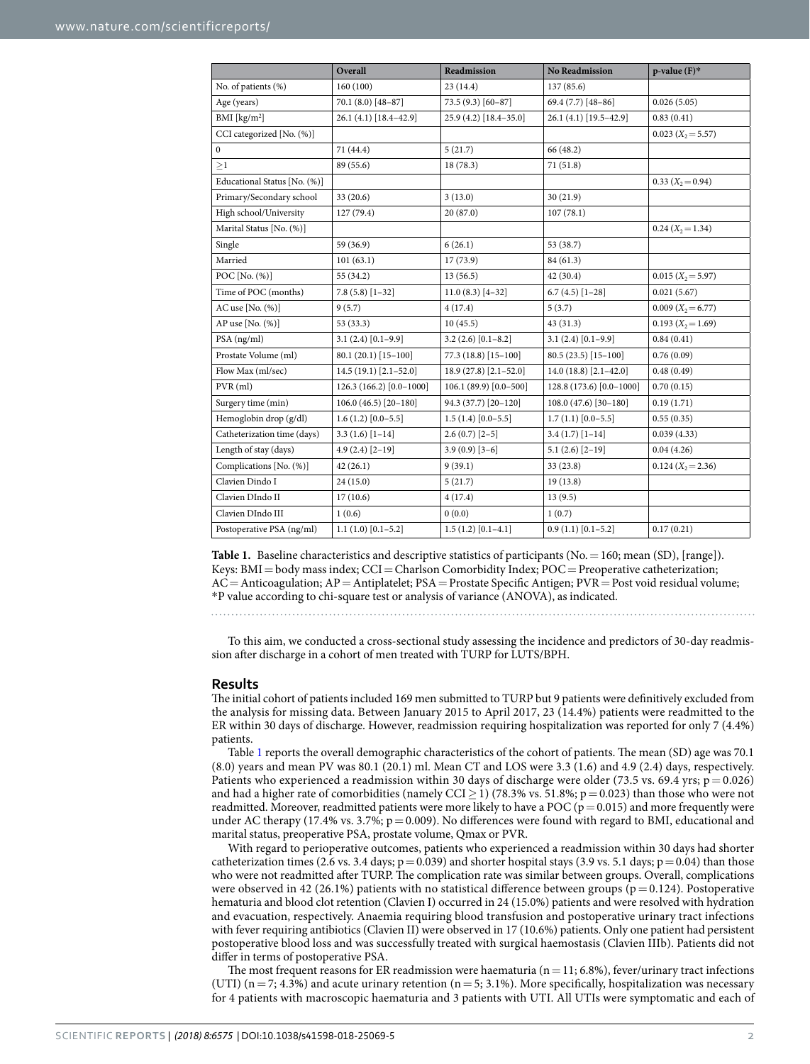|  | Overall | Readmission | No Readmission | p-value (F)* |
|---|---|---|---|---|
| No. of patients (%) | 160 (100) | 23 (14.4) | 137 (85.6) |  |
| Age (years) | 70.1 (8.0) [48–87] | 73.5 (9.3) [60–87] | 69.4 (7.7) [48–86] | 0.026 (5.05) |
| BMI [kg/m$^2$] | 26.1 (4.1) [18.4–42.9] | 25.9 (4.2) [18.4–35.0] | 26.1 (4.1) [19.5–42.9] | 0.83 (0.41) |
| CCI categorized [No. (%)] |  |  |  | 0.023 ($X_2 = 5.57$) |
| 0 | 71 (44.4) | 5 (21.7) | 66 (48.2) |  |
| ≥1 | 89 (55.6) | 18 (78.3) | 71 (51.8) |  |
| Educational Status [No. (%)] |  |  |  | 0.33 ($X_2 = 0.94$) |
| Primary/Secondary school | 33 (20.6) | 3 (13.0) | 30 (21.9) |  |
| High school/University | 127 (79.4) | 20 (87.0) | 107 (78.1) |  |
| Marital Status [No. (%)] |  |  |  | 0.24 ($X_2 = 1.34$) |
| Single | 59 (36.9) | 6 (26.1) | 53 (38.7) |  |
| Married | 101 (63.1) | 17 (73.9) | 84 (61.3) |  |
| POC [No. (%)] | 55 (34.2) | 13 (56.5) | 42 (30.4) | 0.015 ($X_2 = 5.97$) |
| Time of POC (months) | 7.8 (5.8) [1–32] | 11.0 (8.3) [4–32] | 6.7 (4.5) [1–28] | 0.021 (5.67) |
| AC use [No. (%)] | 9 (5.7) | 4 (17.4) | 5 (3.7) | 0.009 ($X_2 = 6.77$) |
| AP use [No. (%)] | 53 (33.3) | 10 (45.5) | 43 (31.3) | 0.193 ($X_2 = 1.69$) |
| PSA (ng/ml) | 3.1 (2.4) [0.1–9.9] | 3.2 (2.6) [0.1–8.2] | 3.1 (2.4) [0.1–9.9] | 0.84 (0.41) |
| Prostate Volume (ml) | 80.1 (20.1) [15–100] | 77.3 (18.8) [15–100] | 80.5 (23.5) [15–100] | 0.76 (0.09) |
| Flow Max (ml/sec) | 14.5 (19.1) [2.1–52.0] | 18.9 (27.8) [2.1–52.0] | 14.0 (18.8) [2.1–42.0] | 0.48 (0.49) |
| PVR (ml) | 126.3 (166.2) [0.0–1000] | 106.1 (89.9) [0.0–500] | 128.8 (173.6) [0.0–1000] | 0.70 (0.15) |
| Surgery time (min) | 106.0 (46.5) [20–180] | 94.3 (37.7) [20–120] | 108.0 (47.6) [30–180] | 0.19 (1.71) |
| Hemoglobin drop (g/dl) | 1.6 (1.2) [0.0–5.5] | 1.5 (1.4) [0.0–5.5] | 1.7 (1.1) [0.0–5.5] | 0.55 (0.35) |
| Catheterization time (days) | 3.3 (1.6) [1–14] | 2.6 (0.7) [2–5] | 3.4 (1.7) [1–14] | 0.039 (4.33) |
| Length of stay (days) | 4.9 (2.4) [2–19] | 3.9 (0.9) [3–6] | 5.1 (2.6) [2–19] | 0.04 (4.26) |
| Complications [No. (%)] | 42 (26.1) | 9 (39.1) | 33 (23.8) | 0.124 ($X_2 = 2.36$) |
| Clavien Dindo I | 24 (15.0) | 5 (21.7) | 19 (13.8) |  |
| Clavien DIndo II | 17 (10.6) | 4 (17.4) | 13 (9.5) |  |
| Clavien DIndo III | 1 (0.6) | 0 (0.0) | 1 (0.7) |  |
| Postoperative PSA (ng/ml) | 1.1 (1.0) [0.1–5.2] | 1.5 (1.2) [0.1–4.1] | 0.9 (1.1) [0.1–5.2] | 0.17 (0.21) |

**Table 1.** Baseline characteristics and descriptive statistics of participants (No. = 160; mean (SD), [range]). Keys: BMI = body mass index; CCI = Charlson Comorbidity Index; POC = Preoperative catheterization; AC = Anticoagulation; AP = Antiplatelet; PSA = Prostate Specific Antigen; PVR = Post void residual volume; *P value according to chi-square test or analysis of variance (ANOVA), as indicated.

To this aim, we conducted a cross-sectional study assessing the incidence and predictors of 30-day readmission after discharge in a cohort of men treated with TURP for LUTS/BPH.

## Results

The initial cohort of patients included 169 men submitted to TURP but 9 patients were definitively excluded from the analysis for missing data. Between January 2015 to April 2017, 23 (14.4%) patients were readmitted to the ER within 30 days of discharge. However, readmission requiring hospitalization was reported for only 7 (4.4%) patients.

Table 1 reports the overall demographic characteristics of the cohort of patients. The mean (SD) age was 70.1 (8.0) years and mean PV was 80.1 (20.1) ml. Mean CT and LOS were 3.3 (1.6) and 4.9 (2.4) days, respectively. Patients who experienced a readmission within 30 days of discharge were older (73.5 vs. 69.4 yrs; p = 0.026) and had a higher rate of comorbidities (namely CCI ≥ 1) (78.3% vs. 51.8%; p = 0.023) than those who were not readmitted. Moreover, readmitted patients were more likely to have a POC (p = 0.015) and more frequently were under AC therapy (17.4% vs. 3.7%; p = 0.009). No differences were found with regard to BMI, educational and marital status, preoperative PSA, prostate volume, Qmax or PVR.

With regard to perioperative outcomes, patients who experienced a readmission within 30 days had shorter catheterization times (2.6 vs. 3.4 days; p = 0.039) and shorter hospital stays (3.9 vs. 5.1 days; p = 0.04) than those who were not readmitted after TURP. The complication rate was similar between groups. Overall, complications were observed in 42 (26.1%) patients with no statistical difference between groups (p = 0.124). Postoperative hematuria and blood clot retention (Clavien I) occurred in 24 (15.0%) patients and were resolved with hydration and evacuation, respectively. Anaemia requiring blood transfusion and postoperative urinary tract infections with fever requiring antibiotics (Clavien II) were observed in 17 (10.6%) patients. Only one patient had persistent postoperative blood loss and was successfully treated with surgical haemostasis (Clavien IIIb). Patients did not differ in terms of postoperative PSA.

The most frequent reasons for ER readmission were haematuria (n = 11; 6.8%), fever/urinary tract infections (UTI) (n = 7; 4.3%) and acute urinary retention (n = 5; 3.1%). More specifically, hospitalization was necessary for 4 patients with macroscopic haematuria and 3 patients with UTI. All UTIs were symptomatic and each of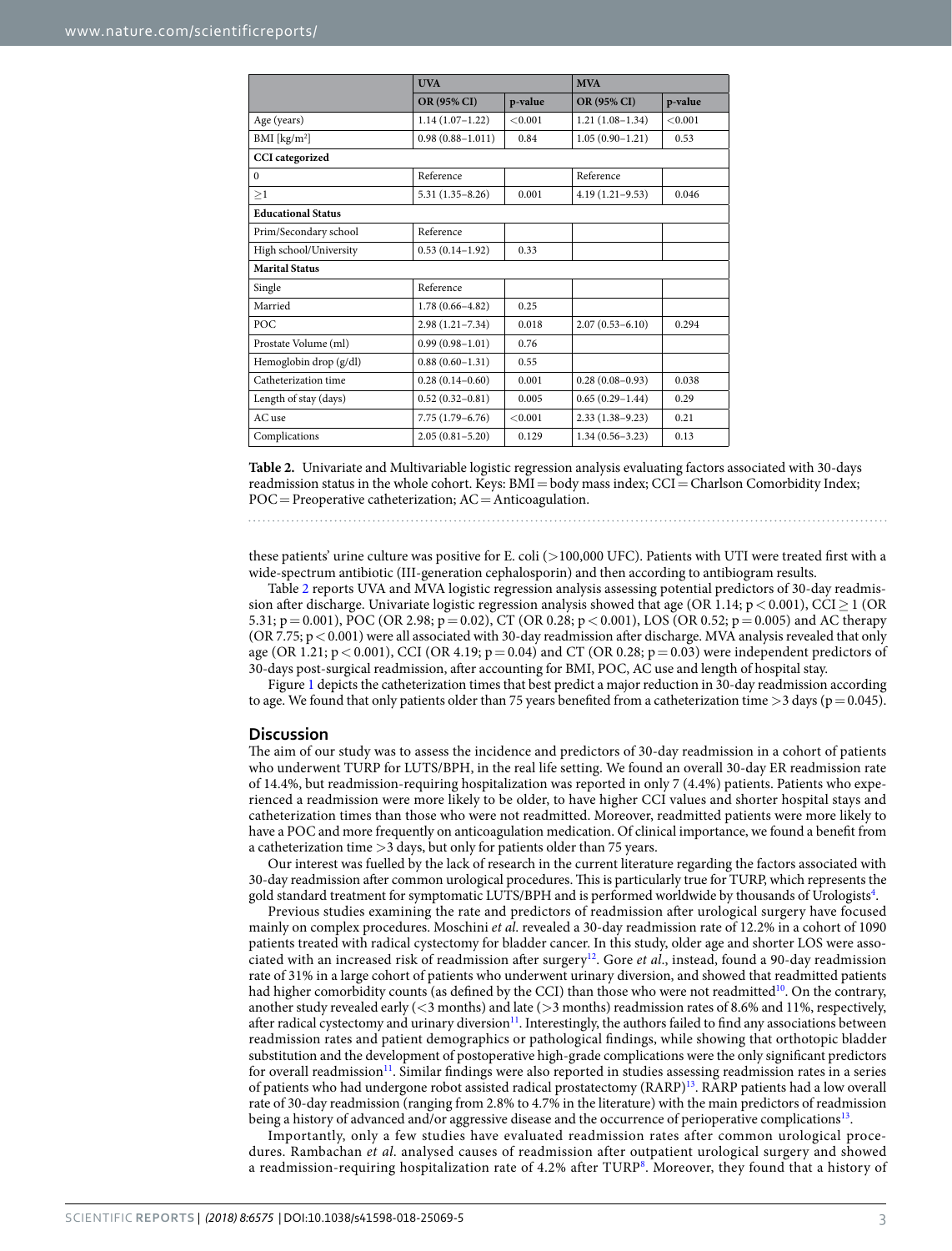| | UVA | | MVA | |
|---|---|---|---|---|
| | OR (95% CI) | p-value | OR (95% CI) | p-value |
| Age (years) | 1.14 (1.07–1.22) | <0.001 | 1.21 (1.08–1.34) | <0.001 |
| BMI [kg/m$^2$] | 0.98 (0.88–1.011) | 0.84 | 1.05 (0.90–1.21) | 0.53 |
| **CCI categorized** | | | | |
| 0 | Reference | | Reference | |
| ≥1 | 5.31 (1.35–8.26) | 0.001 | 4.19 (1.21–9.53) | 0.046 |
| **Educational Status** | | | | |
| Prim/Secondary school | Reference | | | |
| High school/University | 0.53 (0.14–1.92) | 0.33 | | |
| **Marital Status** | | | | |
| Single | Reference | | | |
| Married | 1.78 (0.66–4.82) | 0.25 | | |
| POC | 2.98 (1.21–7.34) | 0.018 | 2.07 (0.53–6.10) | 0.294 |
| Prostate Volume (ml) | 0.99 (0.98–1.01) | 0.76 | | |
| Hemoglobin drop (g/dl) | 0.88 (0.60–1.31) | 0.55 | | |
| Catheterization time | 0.28 (0.14–0.60) | 0.001 | 0.28 (0.08–0.93) | 0.038 |
| Length of stay (days) | 0.52 (0.32–0.81) | 0.005 | 0.65 (0.29–1.44) | 0.29 |
| AC use | 7.75 (1.79–6.76) | <0.001 | 2.33 (1.38–9.23) | 0.21 |
| Complications | 2.05 (0.81–5.20) | 0.129 | 1.34 (0.56–3.23) | 0.13 |

**Table 2.** Univariate and Multivariable logistic regression analysis evaluating factors associated with 30-days readmission status in the whole cohort. Keys: BMI = body mass index; CCI = Charlson Comorbidity Index; POC = Preoperative catheterization; AC = Anticoagulation.

these patients' urine culture was positive for E. coli (>100,000 UFC). Patients with UTI were treated first with a wide-spectrum antibiotic (III-generation cephalosporin) and then according to antibiogram results.

Table 2 reports UVA and MVA logistic regression analysis assessing potential predictors of 30-day readmission after discharge. Univariate logistic regression analysis showed that age (OR 1.14; $p < 0.001$), CCI ≥ 1 (OR 5.31; $p = 0.001$), POC (OR 2.98; $p = 0.02$), CT (OR 0.28; $p < 0.001$), LOS (OR 0.52; $p = 0.005$) and AC therapy (OR 7.75; $p < 0.001$) were all associated with 30-day readmission after discharge. MVA analysis revealed that only age (OR 1.21; $p < 0.001$), CCI (OR 4.19; $p = 0.04$) and CT (OR 0.28; $p = 0.03$) were independent predictors of 30-days post-surgical readmission, after accounting for BMI, POC, AC use and length of hospital stay.

Figure 1 depicts the catheterization times that best predict a major reduction in 30-day readmission according to age. We found that only patients older than 75 years benefited from a catheterization time >3 days ($p = 0.045$).

## Discussion

The aim of our study was to assess the incidence and predictors of 30-day readmission in a cohort of patients who underwent TURP for LUTS/BPH, in the real life setting. We found an overall 30-day ER readmission rate of 14.4%, but readmission-requiring hospitalization was reported in only 7 (4.4%) patients. Patients who experienced a readmission were more likely to be older, to have higher CCI values and shorter hospital stays and catheterization times than those who were not readmitted. Moreover, readmitted patients were more likely to have a POC and more frequently on anticoagulation medication. Of clinical importance, we found a benefit from a catheterization time >3 days, but only for patients older than 75 years.

Our interest was fuelled by the lack of research in the current literature regarding the factors associated with 30-day readmission after common urological procedures. This is particularly true for TURP, which represents the gold standard treatment for symptomatic LUTS/BPH and is performed worldwide by thousands of Urologists[4].

Previous studies examining the rate and predictors of readmission after urological surgery have focused mainly on complex procedures. Moschini *et al.* revealed a 30-day readmission rate of 12.2% in a cohort of 1090 patients treated with radical cystectomy for bladder cancer. In this study, older age and shorter LOS were associated with an increased risk of readmission after surgery[12]. Gore *et al.*, instead, found a 90-day readmission rate of 31% in a large cohort of patients who underwent urinary diversion, and showed that readmitted patients had higher comorbidity counts (as defined by the CCI) than those who were not readmitted[10]. On the contrary, another study revealed early (<3 months) and late (>3 months) readmission rates of 8.6% and 11%, respectively, after radical cystectomy and urinary diversion[11]. Interestingly, the authors failed to find any associations between readmission rates and patient demographics or pathological findings, while showing that orthotopic bladder substitution and the development of postoperative high-grade complications were the only significant predictors for overall readmission[11]. Similar findings were also reported in studies assessing readmission rates in a series of patients who had undergone robot assisted radical prostatectomy (RARP)[13]. RARP patients had a low overall rate of 30-day readmission (ranging from 2.8% to 4.7% in the literature) with the main predictors of readmission being a history of advanced and/or aggressive disease and the occurrence of perioperative complications[13].

Importantly, only a few studies have evaluated readmission rates after common urological procedures. Rambachan *et al.* analysed causes of readmission after outpatient urological surgery and showed a readmission-requiring hospitalization rate of 4.2% after TURP[8]. Moreover, they found that a history of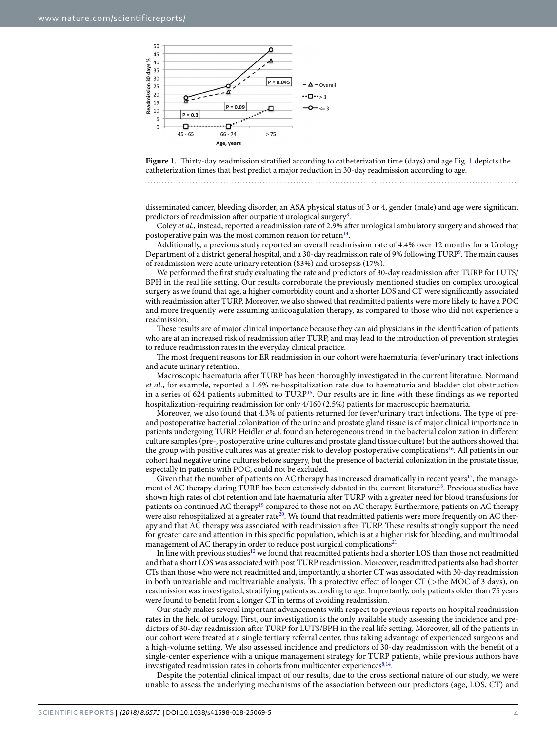Figure 1. Thirty-day readmission stratified according to catheterization time (days) and age Fig. 1 depicts the catheterization times that best predict a major reduction in 30-day readmission according to age.

disseminated cancer, bleeding disorder, an ASA physical status of 3 or 4, gender (male) and age were significant predictors of readmission after outpatient urological surgery[8].

Coley *et al*., instead, reported a readmission rate of 2.9% after urological ambulatory surgery and showed that postoperative pain was the most common reason for return[14].

Additionally, a previous study reported an overall readmission rate of 4.4% over 12 months for a Urology Department of a district general hospital, and a 30-day readmission rate of 9% following TURP[9]. The main causes of readmission were acute urinary retention (83%) and urosepsis (17%).

We performed the first study evaluating the rate and predictors of 30-day readmission after TURP for LUTS/BPH in the real life setting. Our results corroborate the previously mentioned studies on complex urological surgery as we found that age, a higher comorbidity count and a shorter LOS and CT were significantly associated with readmission after TURP. Moreover, we also showed that readmitted patients were more likely to have a POC and more frequently were assuming anticoagulation therapy, as compared to those who did not experience a readmission.

These results are of major clinical importance because they can aid physicians in the identification of patients who are at an increased risk of readmission after TURP, and may lead to the introduction of prevention strategies to reduce readmission rates in the everyday clinical practice.

The most frequent reasons for ER readmission in our cohort were haematuria, fever/urinary tract infections and acute urinary retention.

Macroscopic haematuria after TURP has been thoroughly investigated in the current literature. Normand *et al*., for example, reported a 1.6% re-hospitalization rate due to haematuria and bladder clot obstruction in a series of 624 patients submitted to TURP[15]. Our results are in line with these findings as we reported hospitalization-requiring readmission for only 4/160 (2.5%) patients for macroscopic haematuria.

Moreover, we also found that 4.3% of patients returned for fever/urinary tract infections. The type of pre- and postoperative bacterial colonization of the urine and prostate gland tissue is of major clinical importance in patients undergoing TURP. Heidler *et al*. found an heterogeneous trend in the bacterial colonization in different culture samples (pre-, postoperative urine cultures and prostate gland tissue culture) but the authors showed that the group with positive cultures was at greater risk to develop postoperative complications[16]. All patients in our cohort had negative urine cultures before surgery, but the presence of bacterial colonization in the prostate tissue, especially in patients with POC, could not be excluded.

Given that the number of patients on AC therapy has increased dramatically in recent years[17], the management of AC therapy during TURP has been extensively debated in the current literature[18]. Previous studies have shown high rates of clot retention and late haematuria after TURP with a greater need for blood transfusions for patients on continued AC therapy[19] compared to those not on AC therapy. Furthermore, patients on AC therapy were also rehospitalized at a greater rate[20]. We found that readmitted patients were more frequently on AC therapy and that AC therapy was associated with readmission after TURP. These results strongly support the need for greater care and attention in this specific population, which is at a higher risk for bleeding, and multimodal management of AC therapy in order to reduce post surgical complications[21].

In line with previous studies[12] we found that readmitted patients had a shorter LOS than those not readmitted and that a short LOS was associated with post TURP readmission. Moreover, readmitted patients also had shorter CTs than those who were not readmitted and, importantly, a shorter CT was associated with 30-day readmission in both univariable and multivariable analysis. This protective effect of longer CT (>the MOC of 3 days), on readmission was investigated, stratifying patients according to age. Importantly, only patients older than 75 years were found to benefit from a longer CT in terms of avoiding readmission.

Our study makes several important advancements with respect to previous reports on hospital readmission rates in the field of urology. First, our investigation is the only available study assessing the incidence and predictors of 30-day readmission after TURP for LUTS/BPH in the real life setting. Moreover, all of the patients in our cohort were treated at a single tertiary referral center, thus taking advantage of experienced surgeons and a high-volume setting. We also assessed incidence and predictors of 30-day readmission with the benefit of a single-center experience with a unique management strategy for TURP patients, while previous authors have investigated readmission rates in cohorts from multicenter experiences[8,14].

Despite the potential clinical impact of our results, due to the cross sectional nature of our study, we were unable to assess the underlying mechanisms of the association between our predictors (age, LOS, CT) and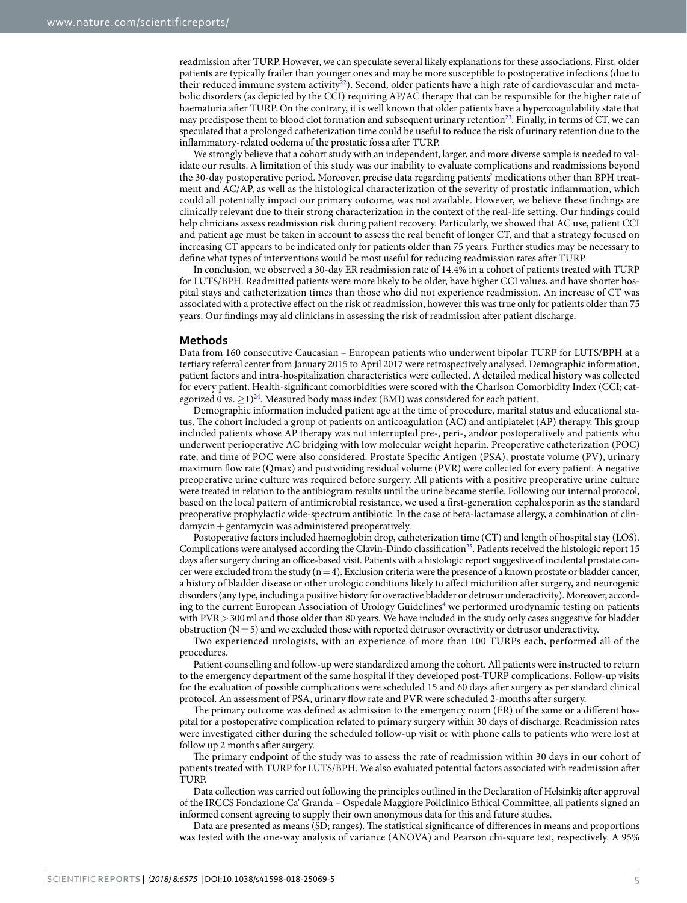readmission after TURP. However, we can speculate several likely explanations for these associations. First, older patients are typically frailer than younger ones and may be more susceptible to postoperative infections (due to their reduced immune system activity[22]). Second, older patients have a high rate of cardiovascular and metabolic disorders (as depicted by the CCI) requiring AP/AC therapy that can be responsible for the higher rate of haematuria after TURP. On the contrary, it is well known that older patients have a hypercoagulability state that may predispose them to blood clot formation and subsequent urinary retention[23]. Finally, in terms of CT, we can speculated that a prolonged catheterization time could be useful to reduce the risk of urinary retention due to the inflammatory-related oedema of the prostatic fossa after TURP.

We strongly believe that a cohort study with an independent, larger, and more diverse sample is needed to validate our results. A limitation of this study was our inability to evaluate complications and readmissions beyond the 30-day postoperative period. Moreover, precise data regarding patients' medications other than BPH treatment and AC/AP, as well as the histological characterization of the severity of prostatic inflammation, which could all potentially impact our primary outcome, was not available. However, we believe these findings are clinically relevant due to their strong characterization in the context of the real-life setting. Our findings could help clinicians assess readmission risk during patient recovery. Particularly, we showed that AC use, patient CCI and patient age must be taken in account to assess the real benefit of longer CT, and that a strategy focused on increasing CT appears to be indicated only for patients older than 75 years. Further studies may be necessary to define what types of interventions would be most useful for reducing readmission rates after TURP.

In conclusion, we observed a 30-day ER readmission rate of 14.4% in a cohort of patients treated with TURP for LUTS/BPH. Readmitted patients were more likely to be older, have higher CCI values, and have shorter hospital stays and catheterization times than those who did not experience readmission. An increase of CT was associated with a protective effect on the risk of readmission, however this was true only for patients older than 75 years. Our findings may aid clinicians in assessing the risk of readmission after patient discharge.

## Methods

Data from 160 consecutive Caucasian – European patients who underwent bipolar TURP for LUTS/BPH at a tertiary referral center from January 2015 to April 2017 were retrospectively analysed. Demographic information, patient factors and intra-hospitalization characteristics were collected. A detailed medical history was collected for every patient. Health-significant comorbidities were scored with the Charlson Comorbidity Index (CCI; categorized 0 vs. $\geq 1$)[24]. Measured body mass index (BMI) was considered for each patient.

Demographic information included patient age at the time of procedure, marital status and educational status. The cohort included a group of patients on anticoagulation (AC) and antiplatelet (AP) therapy. This group included patients whose AP therapy was not interrupted pre-, peri-, and/or postoperatively and patients who underwent perioperative AC bridging with low molecular weight heparin. Preoperative catheterization (POC) rate, and time of POC were also considered. Prostate Specific Antigen (PSA), prostate volume (PV), urinary maximum flow rate (Qmax) and postvoiding residual volume (PVR) were collected for every patient. A negative preoperative urine culture was required before surgery. All patients with a positive preoperative urine culture were treated in relation to the antibiogram results until the urine became sterile. Following our internal protocol, based on the local pattern of antimicrobial resistance, we used a first-generation cephalosporin as the standard preoperative prophylactic wide-spectrum antibiotic. In the case of beta-lactamase allergy, a combination of clindamycin + gentamycin was administered preoperatively.

Postoperative factors included haemoglobin drop, catheterization time (CT) and length of hospital stay (LOS). Complications were analysed according the Clavin-Dindo classification[25]. Patients received the histologic report 15 days after surgery during an office-based visit. Patients with a histologic report suggestive of incidental prostate cancer were excluded from the study ($n = 4$). Exclusion criteria were the presence of a known prostate or bladder cancer, a history of bladder disease or other urologic conditions likely to affect micturition after surgery, and neurogenic disorders (any type, including a positive history for overactive bladder or detrusor underactivity). Moreover, according to the current European Association of Urology Guidelines[4] we performed urodynamic testing on patients with PVR > 300 ml and those older than 80 years. We have included in the study only cases suggestive for bladder obstruction ($N = 5$) and we excluded those with reported detrusor overactivity or detrusor underactivity.

Two experienced urologists, with an experience of more than 100 TURPs each, performed all of the procedures.

Patient counselling and follow-up were standardized among the cohort. All patients were instructed to return to the emergency department of the same hospital if they developed post-TURP complications. Follow-up visits for the evaluation of possible complications were scheduled 15 and 60 days after surgery as per standard clinical protocol. An assessment of PSA, urinary flow rate and PVR were scheduled 2-months after surgery.

The primary outcome was defined as admission to the emergency room (ER) of the same or a different hospital for a postoperative complication related to primary surgery within 30 days of discharge. Readmission rates were investigated either during the scheduled follow-up visit or with phone calls to patients who were lost at follow up 2 months after surgery.

The primary endpoint of the study was to assess the rate of readmission within 30 days in our cohort of patients treated with TURP for LUTS/BPH. We also evaluated potential factors associated with readmission after TURP.

Data collection was carried out following the principles outlined in the Declaration of Helsinki; after approval of the IRCCS Fondazione Ca' Granda – Ospedale Maggiore Policlinico Ethical Committee, all patients signed an informed consent agreeing to supply their own anonymous data for this and future studies.

Data are presented as means (SD; ranges). The statistical significance of differences in means and proportions was tested with the one-way analysis of variance (ANOVA) and Pearson chi-square test, respectively. A 95%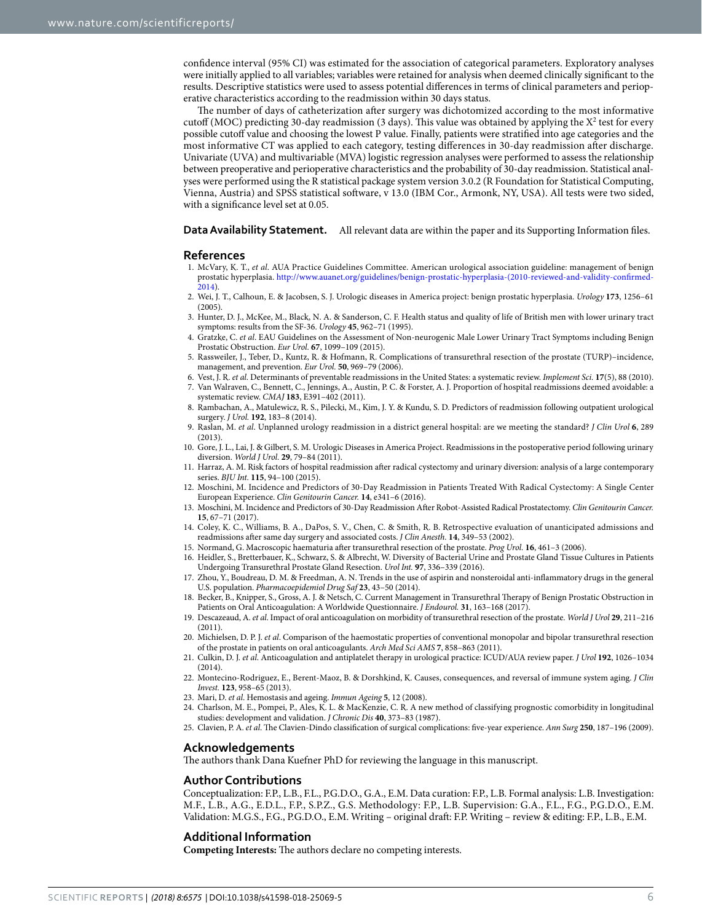confidence interval (95% CI) was estimated for the association of categorical parameters. Exploratory analyses were initially applied to all variables; variables were retained for analysis when deemed clinically significant to the results. Descriptive statistics were used to assess potential differences in terms of clinical parameters and perioperative characteristics according to the readmission within 30 days status.

The number of days of catheterization after surgery was dichotomized according to the most informative cutoff (MOC) predicting 30-day readmission (3 days). This value was obtained by applying the $X^2$ test for every possible cutoff value and choosing the lowest P value. Finally, patients were stratified into age categories and the most informative CT was applied to each category, testing differences in 30-day readmission after discharge. Univariate (UVA) and multivariable (MVA) logistic regression analyses were performed to assess the relationship between preoperative and perioperative characteristics and the probability of 30-day readmission. Statistical analyses were performed using the R statistical package system version 3.0.2 (R Foundation for Statistical Computing, Vienna, Austria) and SPSS statistical software, v 13.0 (IBM Cor., Armonk, NY, USA). All tests were two sided, with a significance level set at 0.05.

**Data Availability Statement.** All relevant data are within the paper and its Supporting Information files.

## References

1. McVary, K. T., *et al.* AUA Practice Guidelines Committee. American urological association guideline: management of benign prostatic hyperplasia. http://www.auanet.org/guidelines/benign-prostatic-hyperplasia-(2010-reviewed-and-validity-confirmed-2014).
2. Wei, J. T., Calhoun, E. & Jacobsen, S. J. Urologic diseases in America project: benign prostatic hyperplasia. *Urology* **173**, 1256–61 (2005).
3. Hunter, D. J., McKee, M., Black, N. A. & Sanderson, C. F. Health status and quality of life of British men with lower urinary tract symptoms: results from the SF-36. *Urology* **45**, 962–71 (1995).
4. Gratzke, C. *et al*. EAU Guidelines on the Assessment of Non-neurogenic Male Lower Urinary Tract Symptoms including Benign Prostatic Obstruction. *Eur Urol.* **67**, 1099–109 (2015).
5. Rassweiler, J., Teber, D., Kuntz, R. & Hofmann, R. Complications of transurethral resection of the prostate (TURP)–incidence, management, and prevention. *Eur Urol.* **50**, 969–79 (2006).
6. Vest, J. R. *et al*. Determinants of preventable readmissions in the United States: a systematic review. *Implement Sci.* **17**(5), 88 (2010).
7. Van Walraven, C., Bennett, C., Jennings, A., Austin, P. C. & Forster, A. J. Proportion of hospital readmissions deemed avoidable: a systematic review. *CMAJ* **183**, E391–402 (2011).
8. Rambachan, A., Matulewicz, R. S., Pilecki, M., Kim, J. Y. & Kundu, S. D. Predictors of readmission following outpatient urological surgery. *J Urol.* **192**, 183–8 (2014).
9. Raslan, M. *et al*. Unplanned urology readmission in a district general hospital: are we meeting the standard? *J Clin Urol* **6**, 289 (2013).
10. Gore, J. L., Lai, J. & Gilbert, S. M. Urologic Diseases in America Project. Readmissions in the postoperative period following urinary diversion. *World J Urol.* **29**, 79–84 (2011).
11. Harraz, A. M. Risk factors of hospital readmission after radical cystectomy and urinary diversion: analysis of a large contemporary series. *BJU Int.* **115**, 94–100 (2015).
12. Moschini, M. Incidence and Predictors of 30-Day Readmission in Patients Treated With Radical Cystectomy: A Single Center European Experience. *Clin Genitourin Cancer.* **14**, e341–6 (2016).
13. Moschini, M. Incidence and Predictors of 30-Day Readmission After Robot-Assisted Radical Prostatectomy. *Clin Genitourin Cancer.* **15**, 67–71 (2017).
14. Coley, K. C., Williams, B. A., DaPos, S. V., Chen, C. & Smith, R. B. Retrospective evaluation of unanticipated admissions and readmissions after same day surgery and associated costs. *J Clin Anesth.* **14**, 349–53 (2002).
15. Normand, G. Macroscopic haematuria after transurethral resection of the prostate. *Prog Urol.* **16**, 461–3 (2006).
16. Heidler, S., Bretterbauer, K., Schwarz, S. & Albrecht, W. Diversity of Bacterial Urine and Prostate Gland Tissue Cultures in Patients Undergoing Transurethral Prostate Gland Resection. *Urol Int.* **97**, 336–339 (2016).
17. Zhou, Y., Boudreau, D. M. & Freedman, A. N. Trends in the use of aspirin and nonsteroidal anti-inflammatory drugs in the general U.S. population. *Pharmacoepidemiol Drug Saf* **23**, 43–50 (2014).
18. Becker, B., Knipper, S., Gross, A. J. & Netsch, C. Current Management in Transurethral Therapy of Benign Prostatic Obstruction in Patients on Oral Anticoagulation: A Worldwide Questionnaire. *J Endourol.* **31**, 163–168 (2017).
19. Descazeaud, A. *et al*. Impact of oral anticoagulation on morbidity of transurethral resection of the prostate. *World J Urol* **29**, 211–216 (2011).
20. Michielsen, D. P. J. *et al*. Comparison of the haemostatic properties of conventional monopolar and bipolar transurethral resection of the prostate in patients on oral anticoagulants. *Arch Med Sci AMS* **7**, 858–863 (2011).
21. Culkin, D. J. *et al*. Anticoagulation and antiplatelet therapy in urological practice: ICUD/AUA review paper. *J Urol* **192**, 1026–1034 (2014).
22. Montecino-Rodriguez, E., Berent-Maoz, B. & Dorshkind, K. Causes, consequences, and reversal of immune system aging. *J Clin Invest.* **123**, 958–65 (2013).
23. Mari, D. *et al*. Hemostasis and ageing. *Immun Ageing* **5**, 12 (2008).
24. Charlson, M. E., Pompei, P., Ales, K. L. & MacKenzie, C. R. A new method of classifying prognostic comorbidity in longitudinal studies: development and validation. *J Chronic Dis* **40**, 373–83 (1987).
25. Clavien, P. A. *et al*. The Clavien-Dindo classification of surgical complications: five-year experience. *Ann Surg* **250**, 187–196 (2009).

## Acknowledgements

The authors thank Dana Kuefner PhD for reviewing the language in this manuscript.

## Author Contributions

Conceptualization: F.P., L.B., F.L., P.G.D.O., G.A., E.M. Data curation: F.P., L.B. Formal analysis: L.B. Investigation: M.F., L.B., A.G., E.D.L., F.P., S.P.Z., G.S. Methodology: F.P., L.B. Supervision: G.A., F.L., F.G., P.G.D.O., E.M. Validation: M.G.S., F.G., P.G.D.O., E.M. Writing – original draft: F.P. Writing – review & editing: F.P., L.B., E.M.

## Additional Information

**Competing Interests:** The authors declare no competing interests.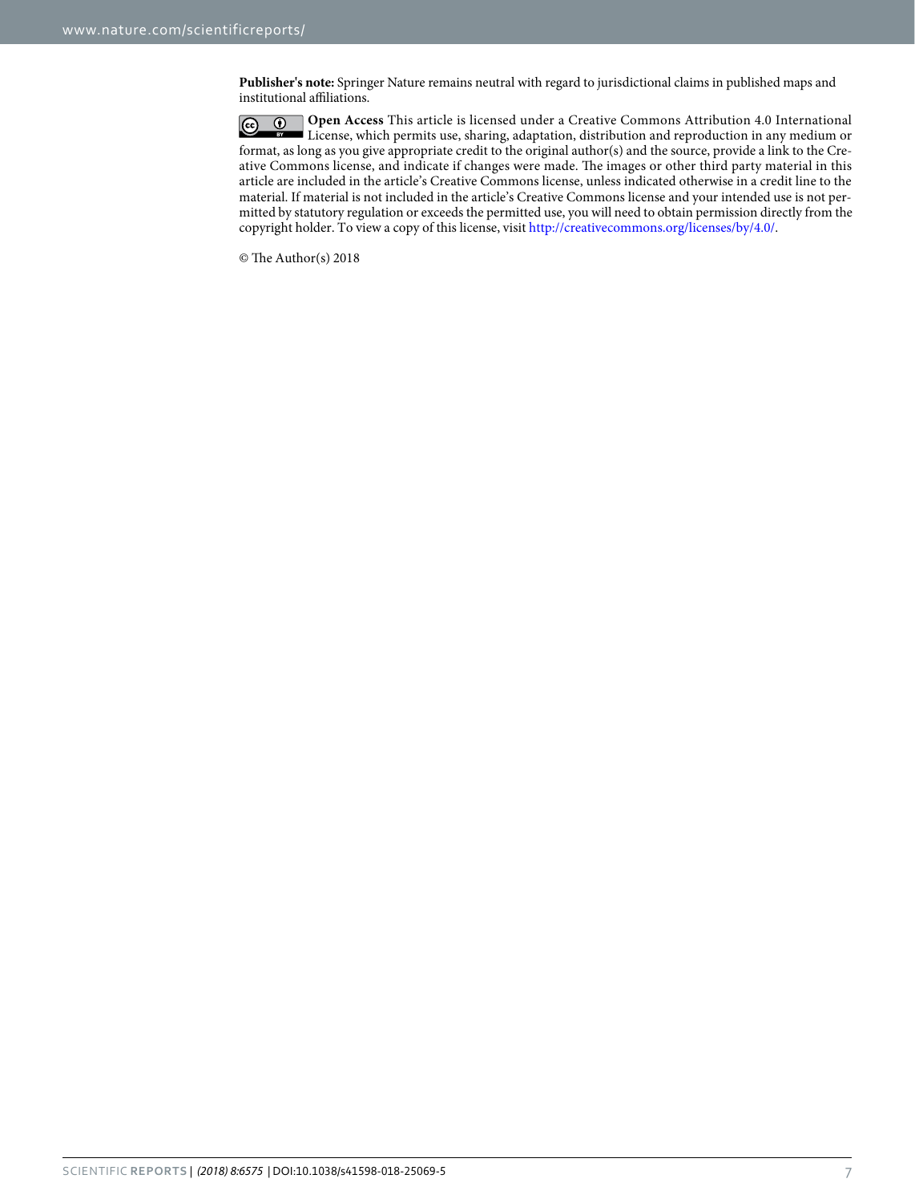**Publisher's note:** Springer Nature remains neutral with regard to jurisdictional claims in published maps and institutional affiliations.

**Open Access** This article is licensed under a Creative Commons Attribution 4.0 International License, which permits use, sharing, adaptation, distribution and reproduction in any medium or format, as long as you give appropriate credit to the original author(s) and the source, provide a link to the Creative Commons license, and indicate if changes were made. The images or other third party material in this article are included in the article's Creative Commons license, unless indicated otherwise in a credit line to the material. If material is not included in the article's Creative Commons license and your intended use is not permitted by statutory regulation or exceeds the permitted use, you will need to obtain permission directly from the copyright holder. To view a copy of this license, visit http://creativecommons.org/licenses/by/4.0/.

© The Author(s) 2018